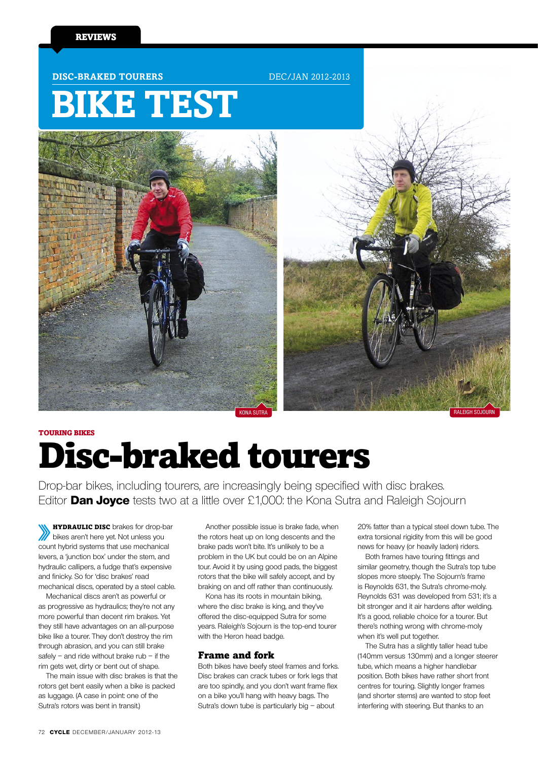REVIEWS

DISC-BRAKED TOURERS DEC/JAN 2012-2013

# BIKE TEST

KONA SUTRA

RALEIGH SOJOURN

TOURING BIKES

# Disc-braked tourers

Drop-bar bikes, including tourers, are increasingly being specified with disc brakes. Editor **Dan Joyce** tests two at a little over £1,000: the Kona Sutra and Raleigh Sojourn

**HYDRAULIC DISC** brakes for drop-bar bikes aren't here yet. Not unless you count hybrid systems that use mechanical levers, a 'junction box' under the stem, and hydraulic callipers, a fudge that's expensive and finicky. So for 'disc brakes' read mechanical discs, operated by a steel cable.

Mechanical discs aren't as powerful or as progressive as hydraulics; they're not any more powerful than decent rim brakes. Yet they still have advantages on an all-purpose bike like a tourer. They don't destroy the rim through abrasion, and you can still brake safely – and ride without brake rub – if the rim gets wet, dirty or bent out of shape.

The main issue with disc brakes is that the rotors get bent easily when a bike is packed as luggage. (A case in point: one of the Sutra's rotors was bent in transit.)

Another possible issue is brake fade, when the rotors heat up on long descents and the brake pads won't bite. It's unlikely to be a problem in the UK but could be on an Alpine tour. Avoid it by using good pads, the biggest rotors that the bike will safely accept, and by braking on and off rather than continuously.

Kona has its roots in mountain biking, where the disc brake is king, and they've offered the disc-equipped Sutra for some years. Raleigh's Sojourn is the top-end tourer with the Heron head badge.

## Frame and fork

Both bikes have beefy steel frames and forks. Disc brakes can crack tubes or fork legs that are too spindly, and you don't want frame flex on a bike you'll hang with heavy bags. The Sutra's down tube is particularly big – about 20% fatter than a typical steel down tube. The extra torsional rigidity from this will be good news for heavy (or heavily laden) riders.

Both frames have touring fittings and similar geometry, though the Sutra's top tube slopes more steeply. The Sojourn's frame is Reynolds 631, the Sutra's chrome-moly. Reynolds 631 was developed from 531; it's a bit stronger and it air hardens after welding. It's a good, reliable choice for a tourer. But there's nothing wrong with chrome-moly when it's well put together.

The Sutra has a slightly taller head tube (140mm versus 130mm) and a longer steerer tube, which means a higher handlebar position. Both bikes have rather short front centres for touring. Slightly longer frames (and shorter stems) are wanted to stop feet interfering with steering. But thanks to an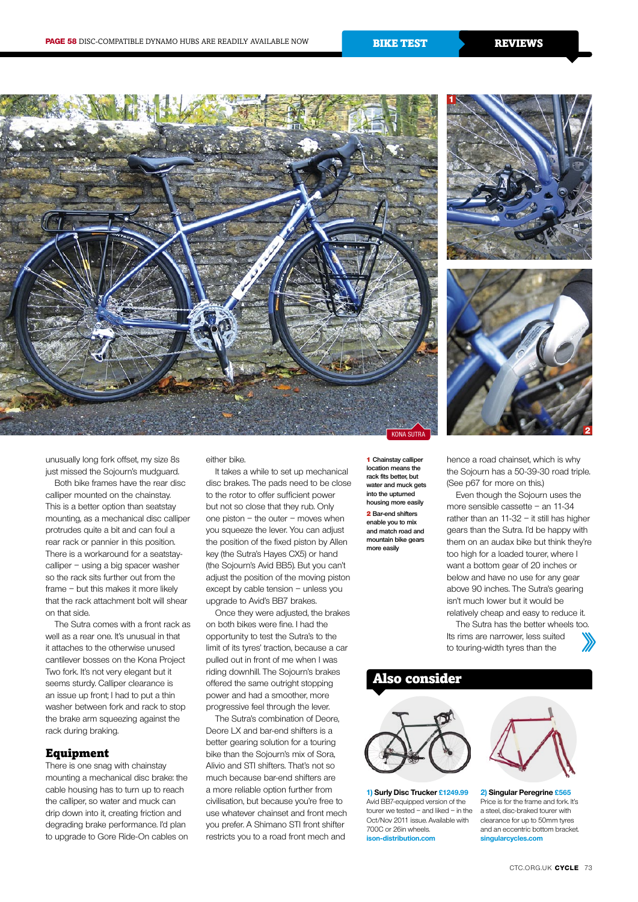KONA SUTRA

unusually long fork offset, my size 8s just missed the Sojourn's mudguard.

Both bike frames have the rear disc calliper mounted on the chainstay. This is a better option than seatstay mounting, as a mechanical disc calliper protrudes quite a bit and can foul a rear rack or pannier in this position. There is a workaround for a seatstay-calliper – using a big spacer washer so the rack sits further out from the frame – but this makes it more likely that the rack attachment bolt will shear on that side.

The Sutra comes with a front rack as well as a rear one. It's unusual in that it attaches to the otherwise unused cantilever bosses on the Kona Project Two fork. It's not very elegant but it seems sturdy. Calliper clearance is an issue up front; I had to put a thin washer between fork and rack to stop the brake arm squeezing against the rack during braking.

## Equipment

There is one snag with chainstay mounting a mechanical disc brake: the cable housing has to turn up to reach the calliper, so water and muck can drip down into it, creating friction and degrading brake performance. I'd plan to upgrade to Gore Ride-On cables on either bike.

It takes a while to set up mechanical disc brakes. The pads need to be close to the rotor to offer sufficient power but not so close that they rub. Only one piston – the outer – moves when you squeeze the lever. You can adjust the position of the fixed piston by Allen key (the Sutra's Hayes CX5) or hand (the Sojourn's Avid BB5). But you can't adjust the position of the moving piston except by cable tension – unless you upgrade to Avid's BB7 brakes.

Once they were adjusted, the brakes on both bikes were fine. I had the opportunity to test the Sutra's to the limit of its tyres' traction, because a car pulled out in front of me when I was riding downhill. The Sojourn's brakes offered the same outright stopping power and had a smoother, more progressive feel through the lever.

The Sutra's combination of Deore, Deore LX and bar-end shifters is a better gearing solution for a touring bike than the Sojourn's mix of Sora, Alivio and STI shifters. That's not so much because bar-end shifters are a more reliable option further from civilisation, but because you're free to use whatever chainset and front mech you prefer. A Shimano STI front shifter restricts you to a road front mech and hence a road chainset, which is why the Sojourn has a 50-39-30 road triple. (See p67 for more on this.)

Even though the Sojourn uses the more sensible cassette – an 11-34 rather than an 11-32 – it still has higher gears than the Sutra. I'd be happy with them on an audax bike but think they're too high for a loaded tourer, where I want a bottom gear of 20 inches or below and have no use for any gear above 90 inches. The Sutra's gearing isn't much lower but it would be relatively cheap and easy to reduce it.

The Sutra has the better wheels too. Its rims are narrower, less suited to touring-width tyres than the

**1** Chainstay calliper location means the rack fits better, but water and muck gets into the upturned housing more easily

**2** Bar-end shifters enable you to mix and match road and mountain bike gears more easily

## Also consider

**1) Surly Disc Trucker £1249.99**
Avid BB7-equipped version of the tourer we tested – and liked – in the Oct/Nov 2011 issue. Available with 700C or 26in wheels.
ison-distribution.com

**2) Singular Peregrine £565**
Price is for the frame and fork. It's a steel, disc-braked tourer with clearance for up to 50mm tyres and an eccentric bottom bracket.
singularcycles.com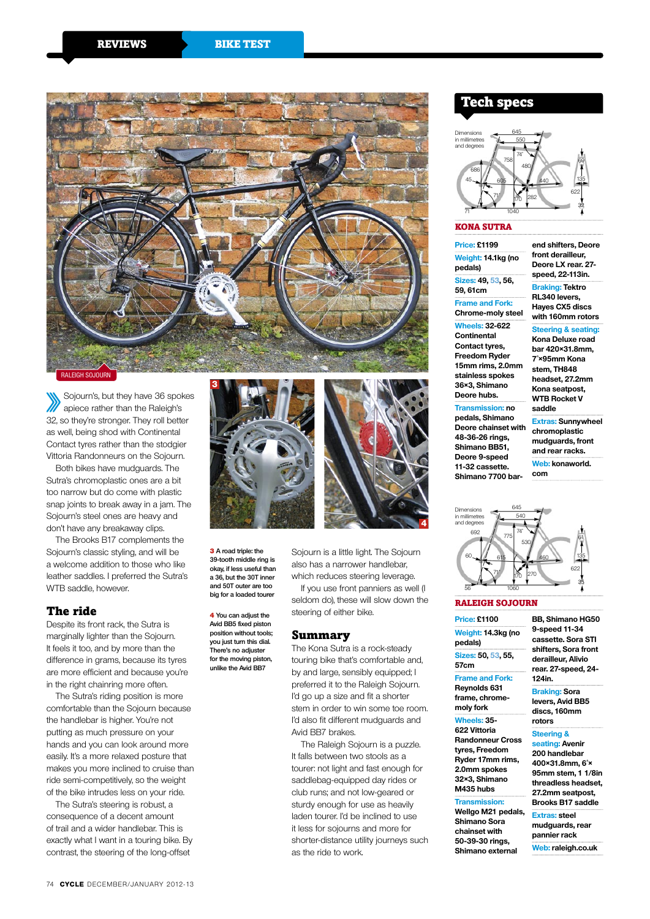REVIEWS | BIKE TEST

RALEIGH SOJOURN

Sojourn's, but they have 36 spokes apiece rather than the Raleigh's 32, so they're stronger. They roll better as well, being shod with Continental Contact tyres rather than the stodgier Vittoria Randonneurs on the Sojourn.

Both bikes have mudguards. The Sutra's chromoplastic ones are a bit too narrow but do come with plastic snap joints to break away in a jam. The Sojourn's steel ones are heavy and don't have any breakaway clips.

The Brooks B17 complements the Sojourn's classic styling, and will be a welcome addition to those who like leather saddles. I preferred the Sutra's WTB saddle, however.

## The ride

Despite its front rack, the Sutra is marginally lighter than the Sojourn. It feels it too, and by more than the difference in grams, because its tyres are more efficient and because you're in the right chainring more often.

The Sutra's riding position is more comfortable than the Sojourn because the handlebar is higher. You're not putting as much pressure on your hands and you can look around more easily. It's a more relaxed posture that makes you more inclined to cruise than ride semi-competitively, so the weight of the bike intrudes less on your ride.

The Sutra's steering is robust, a consequence of a decent amount of trail and a wider handlebar. This is exactly what I want in a touring bike. By contrast, the steering of the long-offset Sojourn is a little light. The Sojourn also has a narrower handlebar, which reduces steering leverage.

If you use front panniers as well (I seldom do), these will slow down the steering of either bike.

**3** A road triple: the 39-tooth middle ring is okay, if less useful than a 36, but the 30T inner and 50T outer are too big for a loaded tourer

**4** You can adjust the Avid BB5 fixed piston position without tools; you just turn this dial. There's no adjuster for the moving piston, unlike the Avid BB7

## Summary

The Kona Sutra is a rock-steady touring bike that's comfortable and, by and large, sensibly equipped; I preferred it to the Raleigh Sojourn. I'd go up a size and fit a shorter stem in order to win some toe room. I'd also fit different mudguards and Avid BB7 brakes.

The Raleigh Sojourn is a puzzle. It falls between two stools as a tourer: not light and fast enough for saddlebag-equipped day rides or club runs; and not low-geared or sturdy enough for use as heavily laden tourer. I'd be inclined to use it less for sojourns and more for shorter-distance utility journeys such as the ride to work.

# Tech specs

Dimensions in millimetres and degrees

645
550
74°
758
480
686
45
605
440
69
135
71
170
282
622
32
71
1040

### KONA SUTRA

**Price:** £1199

**Weight:** 14.1kg (no pedals)

**Sizes:** 49, 53, 56, 59, 61cm

**Frame and Fork:** Chrome-moly steel

**Wheels:** 32-622 Continental Contact tyres, Freedom Ryder 15mm rims, 2.0mm stainless spokes 36×3, Shimano Deore hubs.

**Transmission:** no pedals, Shimano Deore chainset with 48-36-26 rings, Shimano BB51, Deore 9-speed 11-32 cassette. Shimano 7700 bar-end shifters, Deore front derailleur, Deore LX rear. 27-speed, 22-113in.

**Braking:** Tektro RL340 levers, Hayes CX5 discs with 160mm rotors

**Steering & seating:** Kona Deluxe road bar 420×31.8mm, 7°×95mm Kona stem, TH848 headset, 27.2mm Kona seatpost, WTB Rocket V saddle

**Extras:** Sunnywheel chromoplastic mudguards, front and rear racks.

**Web:** konaworld.com

Dimensions in millimetres and degrees

645
540
74°
692
775
530
61
60
615
460
135
71
170
270
622
35
56
1060

### RALEIGH SOJOURN

**Price:** £1100

**Weight:** 14.3kg (no pedals)

**Sizes:** 50, 53, 55, 57cm

**Frame and Fork:** Reynolds 631 frame, chrome-moly fork

**Wheels:** 35-622 Vittoria Randonneur Cross tyres, Freedom Ryder 17mm rims, 2.0mm spokes 32×3, Shimano M435 hubs

**Transmission:** Wellgo M21 pedals, Shimano Sora chainset with 50-39-30 rings, Shimano external BB, Shimano HG50 9-speed 11-34 cassette. Sora STI shifters, Sora front derailleur, Alivio rear. 27-speed, 24-124in.

**Braking:** Sora levers, Avid BB5 discs, 160mm rotors

**Steering & seating:** Avenir 200 handlebar 400×31.8mm, 6°× 95mm stem, 1 1/8in threadless headset, 27.2mm seatpost, Brooks B17 saddle

**Extras:** steel mudguards, rear pannier rack

**Web:** raleigh.co.uk